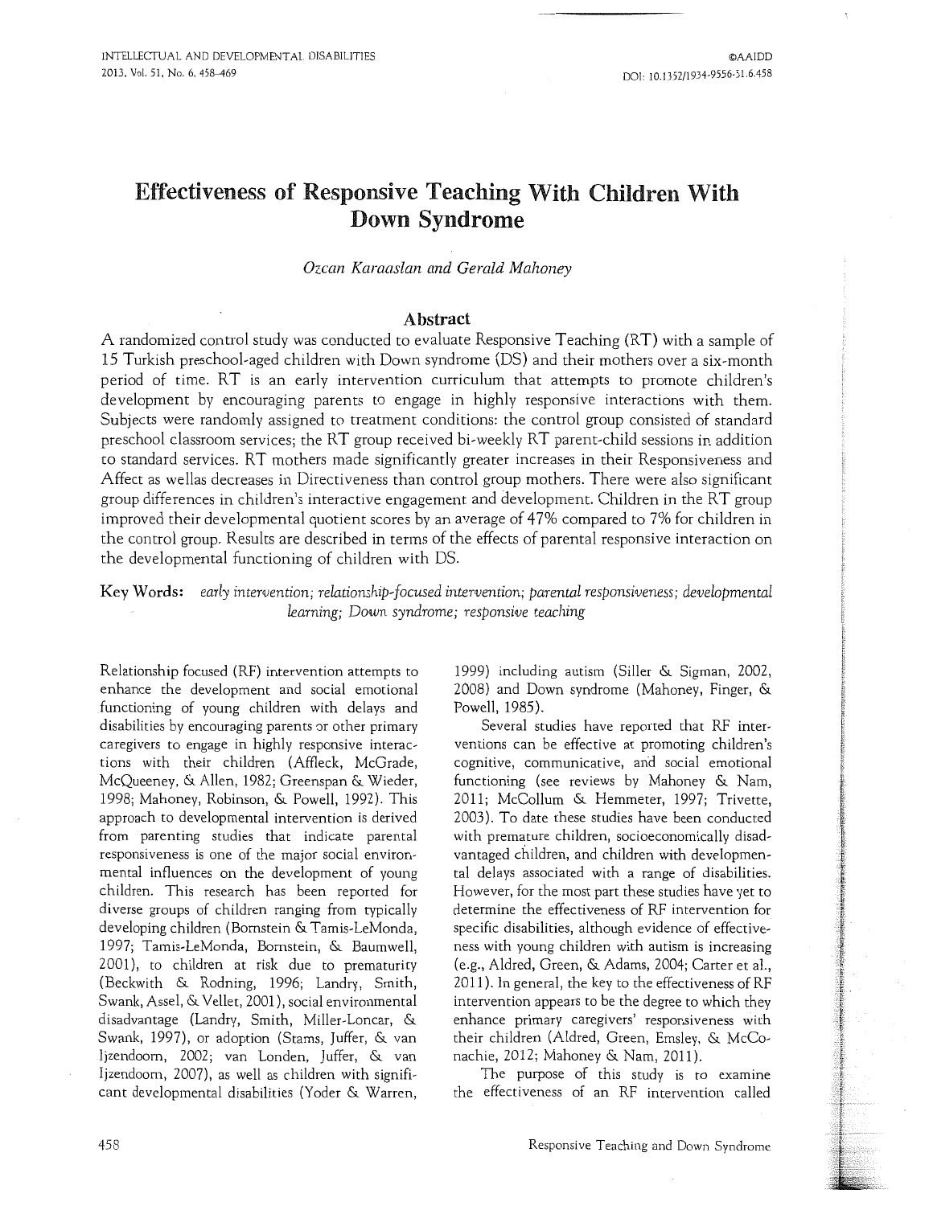# Effectiveness of Responsive Teaching With Children With Down Syndrome

*Ozcan Karaaslan and Gerald Mahoney*

## Abstract

A randomized control study was conducted to evaluate Responsive Teaching (RT) with a sample of 15 Turkish preschool-aged children with Down syndrome (DS) and their mothers over a six-month period of time. RT is an early intervention curriculum that attempts to promote children's development by encouraging parents to engage in highly responsive interactions with them. Subjects were randomly assigned to treatment conditions: the control group consisted of standard preschool classroom services; the RT group received bi-weekly RT parent-child sessions in addition to standard services. RT mothers made significantly greater increases in their Responsiveness and Affect as wellas decreases in Directiveness than control group mothers. There were also significant group differences in children's interactive engagement and development. Children in the RT group improved their developmental quotient scores by an average of 47% compared to 7% for children in the control group. Results are described in terms of the effects of parental responsive interaction on the developmental functioning of children with DS.

**Key Words:** *early intervention; relationship-focused intervention; parental responsiveness; developmental learning; Down syndrome; responsive teaching*

Relationship focused (RF) intervention attempts to enhance the development and social emotional functioning of young children with delays and disabilities by encouraging parents or other primary caregivers to engage in highly responsive interactions with their children (Affleck, McGrade, McQueeney, & Allen, 1982; Greenspan & Wieder, 1998; Mahoney, Robinson, & Powell, 1992). This approach to developmental intervention is derived from parenting studies that indicate parental responsiveness is one of the major social environmental influences on the development of young children. This research has been reported for diverse groups of children ranging from typically developing children (Bornstein & Tamis-LeMonda, 1997; Tamis-LeMonda, Bornstein, & Baumwell, 2001), to children at risk due to prematurity (Beckwith & Rodning, 1996; Landry, Smith, Swank, Assel, & Vellet, 2001), social environmental disadvantage (Landry, Smith, Miller-Loncar, & Swank, 1997), or adoption (Stams, Juffer, & van Ijzendoorn, 2002; van Londen, Juffer, & van Ijzendoorn, 2007), as well as children with significant developmental disabilities (Yoder & Warren, 1999) including autism (Siller & Sigman, 2002, 2008) and Down syndrome (Mahoney, Finger, & Powell, 1985).

Several studies have reported that RF interventions can be effective at promoting children's cognitive, communicative, and social emotional functioning (see reviews by Mahoney & Nam, 2011; McCollum & Hemmeter, 1997; Trivette, 2003). To date these studies have been conducted with premature children, socioeconomically disadvantaged children, and children with developmental delays associated with a range of disabilities. However, for the most part these studies have yet to determine the effectiveness of RF intervention for specific disabilities, although evidence of effectiveness with young children with autism is increasing (e.g., Aldred, Green, & Adams, 2004; Carter et al., 2011). In general, the key to the effectiveness of RF intervention appears to be the degree to which they enhance primary caregivers' responsiveness with their children (Aldred, Green, Emsley, & McConachie, 2012; Mahoney & Nam, 2011).

The purpose of this study is to examine the effectiveness of an RF intervention called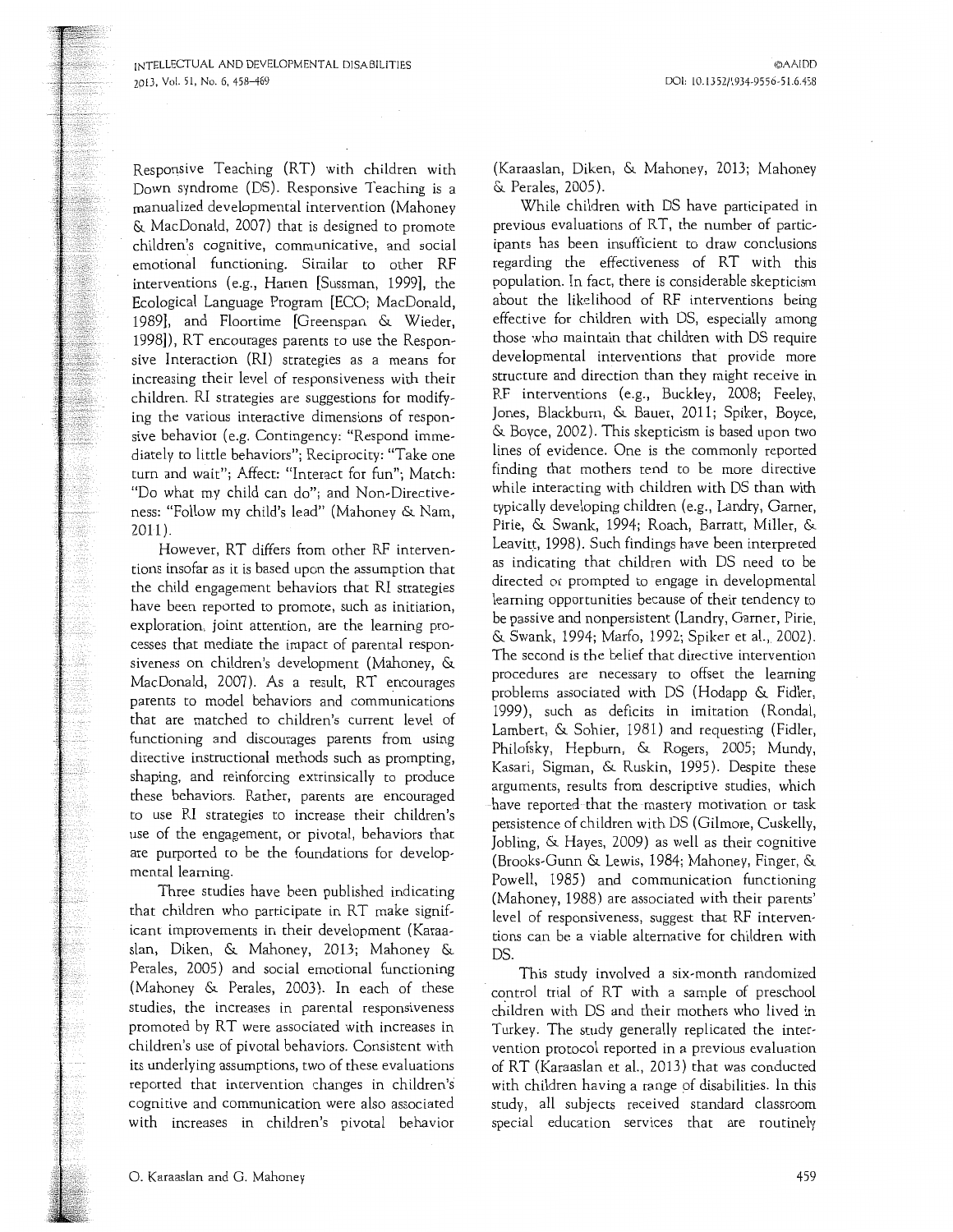Responsive Teaching (RT) with children with Down syndrome (DS). Responsive Teaching is a manualized developmental intervention (Mahoney & MacDonald, 2007) that is designed to promote children's cognitive, communicative, and social emotional functioning. Similar to other RF interventions (e.g., Hanen [Sussman, 1999], the Ecological Language Program [ECO; MacDonald, 1989], and Floortime [Greenspan & Wieder, 1998]), RT encourages parents to use the Responsive Interaction (RI) strategies as a means for increasing their level of responsiveness with their children. RI strategies are suggestions for modifying the various interactive dimensions of responsive behavior (e.g. Contingency: "Respond immediately to little behaviors"; Reciprocity: "Take one turn and wait"; Affect: "Interact for fun"; Match: "Do what my child can do"; and Non-Directiveness: "Follow my child's lead" (Mahoney & Nam, 2011).

However, RT differs from other RF interventions insofar as it is based upon the assumption that the child engagement behaviors that RI strategies have been reported to promote, such as initiation, exploration, joint attention, are the learning processes that mediate the impact of parental responsiveness on children's development (Mahoney, & MacDonald, 2007). As a result, RT encourages parents to model behaviors and communications that are matched to children's current level of functioning and discourages parents from using directive instructional methods such as prompting, shaping, and reinforcing extrinsically to produce these behaviors. Rather, parents are encouraged to use RI strategies to increase their children's use of the engagement, or pivotal, behaviors that are purported to be the foundations for developmental learning.

Three studies have been published indicating that children who participate in RT make significant improvements in their development (Karaaslan, Diken, & Mahoney, 2013; Mahoney & Perales, 2005) and social emotional functioning (Mahoney & Perales, 2003). In each of these studies, the increases in parental responsiveness promoted by RT were associated with increases in children's use of pivotal behaviors. Consistent with its underlying assumptions, two of these evaluations reported that intervention changes in children's cognitive and communication were also associated with increases in children's pivotal behavior (Karaaslan, Diken, & Mahoney, 2013; Mahoney & Perales, 2005).

While children with DS have participated in previous evaluations of RT, the number of participants has been insufficient to draw conclusions regarding the effectiveness of RT with this population. In fact, there is considerable skepticism about the likelihood of RF interventions being effective for children with DS, especially among those who maintain that children with DS require developmental interventions that provide more structure and direction than they might receive in RF interventions (e.g., Buckley, 2008; Feeley, Jones, Blackburn, & Bauer, 2011; Spiker, Boyce, & Boyce, 2002). This skepticism is based upon two lines of evidence. One is the commonly reported finding that mothers tend to be more directive while interacting with children with DS than with typically developing children (e.g., Landry, Garner, Pirie, & Swank, 1994; Roach, Barratt, Miller, & Leavitt, 1998). Such findings have been interpreted as indicating that children with DS need to be directed or prompted to engage in developmental learning opportunities because of their tendency to be passive and nonpersistent (Landry, Garner, Pirie, & Swank, 1994; Marfo, 1992; Spiker et al., 2002). The second is the belief that directive intervention procedures are necessary to offset the learning problems associated with DS (Hodapp & Fidler, 1999), such as deficits in imitation (Rondal, Lambert, & Sohier, 1981) and requesting (Fidler, Philofsky, Hepburn, & Rogers, 2005; Mundy, Kasari, Sigman, & Ruskin, 1995). Despite these arguments, results from descriptive studies, which have reported that the mastery motivation or task persistence of children with DS (Gilmore, Cuskelly, Jobling, & Hayes, 2009) as well as their cognitive (Brooks-Gunn & Lewis, 1984; Mahoney, Finger, & Powell, 1985) and communication functioning (Mahoney, 1988) are associated with their parents' level of responsiveness, suggest that RF interventions can be a viable alternative for children with DS.

This study involved a six-month randomized control trial of RT with a sample of preschool children with DS and their mothers who lived in Turkey. The study generally replicated the intervention protocol reported in a previous evaluation of RT (Karaaslan et al., 2013) that was conducted with children having a range of disabilities. In this study, all subjects received standard classroom special education services that are routinely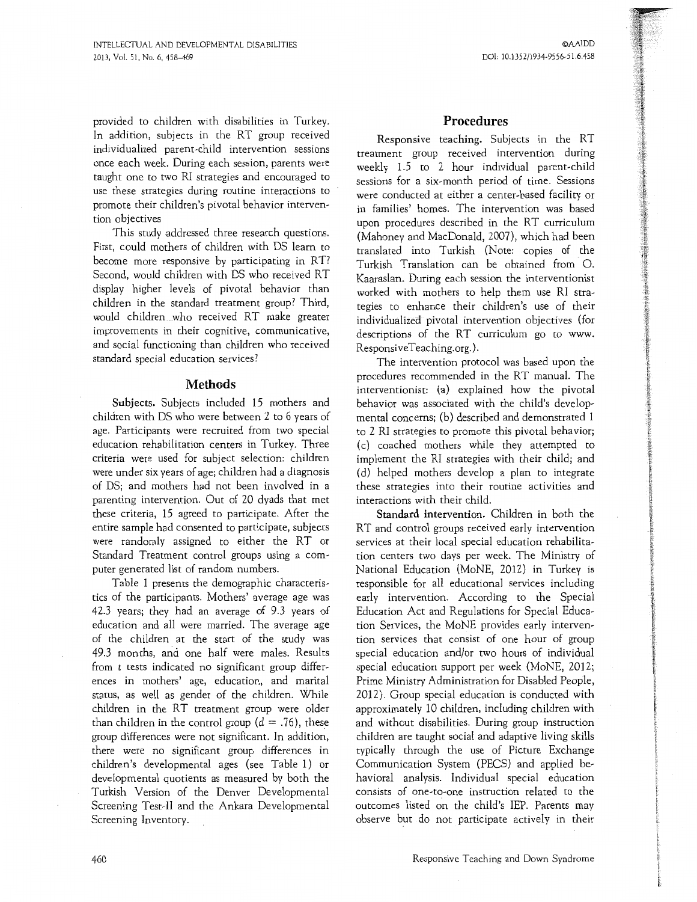provided to children with disabilities in Turkey. In addition, subjects in the RT group received individualized parent-child intervention sessions once each week. During each session, parents were taught one to two RI strategies and encouraged to use these strategies during routine interactions to promote their children's pivotal behavior intervention objectives

This study addressed three research questions. First, could mothers of children with DS learn to become more responsive by participating in RT? Second, would children with DS who received RT display higher levels of pivotal behavior than children in the standard treatment group? Third, would children who received RT make greater improvements in their cognitive, communicative, and social functioning than children who received standard special education services?

## Methods

**Subjects.** Subjects included 15 mothers and children with DS who were between 2 to 6 years of age. Participants were recruited from two special education rehabilitation centers in Turkey. Three criteria were used for subject selection: children were under six years of age; children had a diagnosis of DS; and mothers had not been involved in a parenting intervention. Out of 20 dyads that met these criteria, 15 agreed to participate. After the entire sample had consented to participate, subjects were randomly assigned to either the RT or Standard Treatment control groups using a computer generated list of random numbers.

Table 1 presents the demographic characteristics of the participants. Mothers' average age was 42.3 years; they had an average of 9.3 years of education and all were married. The average age of the children at the start of the study was 49.3 months, and one half were males. Results from *t* tests indicated no significant group differences in mothers' age, education, and marital status, as well as gender of the children. While children in the RT treatment group were older than children in the control group ($d = .76$), these group differences were not significant. In addition, there were no significant group differences in children's developmental ages (see Table 1) or developmental quotients as measured by both the Turkish Version of the Denver Developmental Screening Test-II and the Ankara Developmental Screening Inventory.

## Procedures

**Responsive teaching.** Subjects in the RT treatment group received intervention during weekly 1.5 to 2 hour individual parent-child sessions for a six-month period of time. Sessions were conducted at either a center-based facility or in families' homes. The intervention was based upon procedures described in the RT curriculum (Mahoney and MacDonald, 2007), which had been translated into Turkish (Note: copies of the Turkish Translation can be obtained from O. Kaaraslan. During each session the interventionist worked with mothers to help them use RI strategies to enhance their children's use of their individualized pivotal intervention objectives (for descriptions of the RT curriculum go to www.ResponsiveTeaching.org.).

The intervention protocol was based upon the procedures recommended in the RT manual. The interventionist: (a) explained how the pivotal behavior was associated with the child's developmental concerns; (b) described and demonstrated 1 to 2 RI strategies to promote this pivotal behavior; (c) coached mothers while they attempted to implement the RI strategies with their child; and (d) helped mothers develop a plan to integrate these strategies into their routine activities and interactions with their child.

**Standard intervention.** Children in both the RT and control groups received early intervention services at their local special education rehabilitation centers two days per week. The Ministry of National Education (MoNE, 2012) in Turkey is responsible for all educational services including early intervention. According to the Special Education Act and Regulations for Special Education Services, the MoNE provides early intervention services that consist of one hour of group special education and/or two hours of individual special education support per week (MoNE, 2012; Prime Ministry Administration for Disabled People, 2012). Group special education is conducted with approximately 10 children, including children with and without disabilities. During group instruction children are taught social and adaptive living skills typically through the use of Picture Exchange Communication System (PECS) and applied behavioral analysis. Individual special education consists of one-to-one instruction related to the outcomes listed on the child's IEP. Parents may observe but do not participate actively in their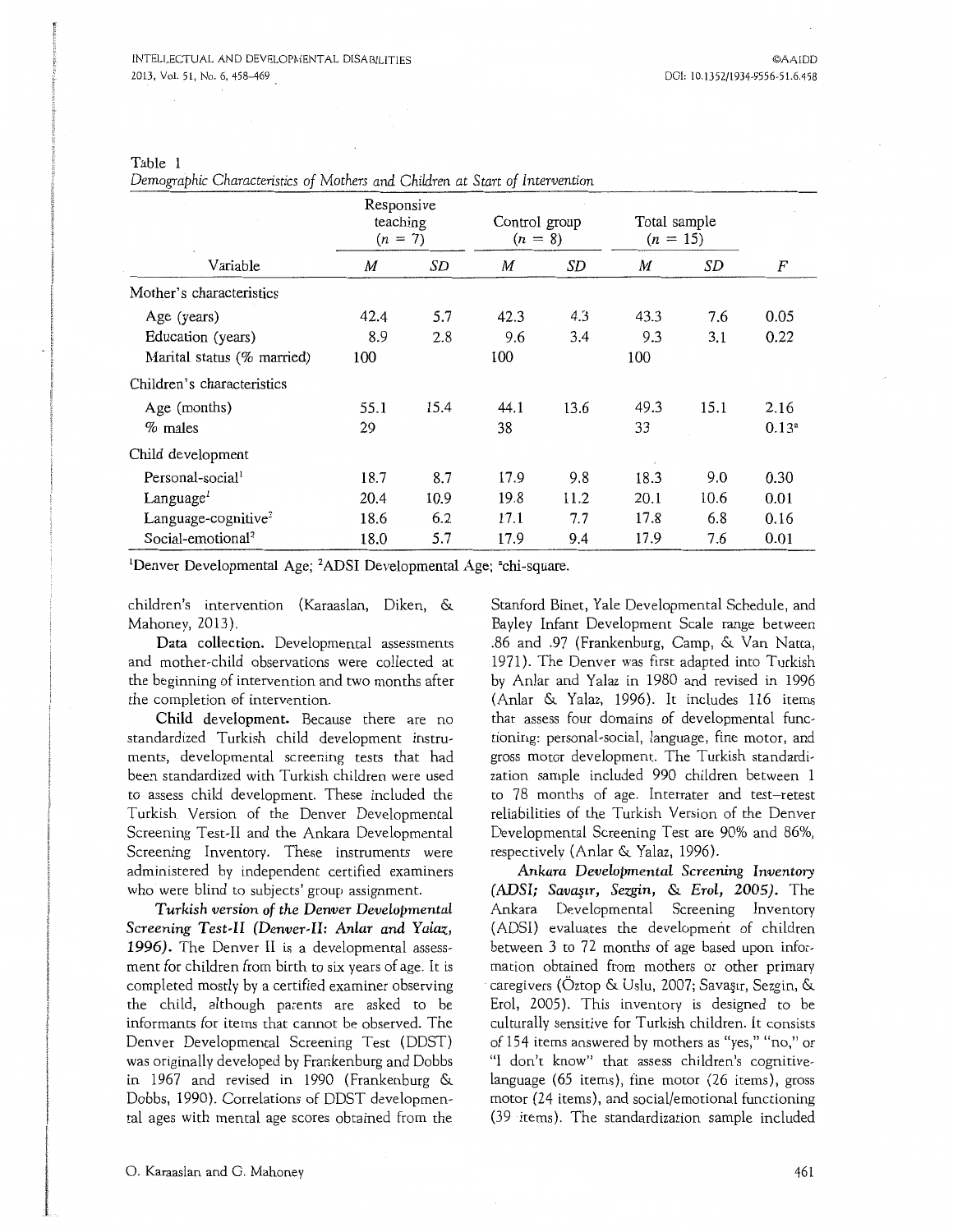Table 1
*Demographic Characteristics of Mothers and Children at Start of Intervention*

| Variable | Responsive teaching ($n$ = 7) | | Control group ($n$ = 8) | | Total sample ($n$ = 15) | | |
|---|---|---|---|---|---|---|---|
| | *M* | *SD* | *M* | *SD* | *M* | *SD* | *F* |
| Mother's characteristics | | | | | | | |
| Age (years) | 42.4 | 5.7 | 42.3 | 4.3 | 43.3 | 7.6 | 0.05 |
| Education (years) | 8.9 | 2.8 | 9.6 | 3.4 | 9.3 | 3.1 | 0.22 |
| Marital status (% married) | 100 | | 100 | | 100 | | |
| Children's characteristics | | | | | | | |
| Age (months) | 55.1 | 15.4 | 44.1 | 13.6 | 49.3 | 15.1 | 2.16 |
| % males | 29 | | 38 | | 33 | | 0.13[a] |
| Child development | | | | | | | |
| Personal-social[1] | 18.7 | 8.7 | 17.9 | 9.8 | 18.3 | 9.0 | 0.30 |
| Language[1] | 20.4 | 10.9 | 19.8 | 11.2 | 20.1 | 10.6 | 0.01 |
| Language-cognitive[2] | 18.6 | 6.2 | 17.1 | 7.7 | 17.8 | 6.8 | 0.16 |
| Social-emotional[2] | 18.0 | 5.7 | 17.9 | 9.4 | 17.9 | 7.6 | 0.01 |

[1]Denver Developmental Age; [2]ADSI Developmental Age; [a]chi-square.

children's intervention (Karaaslan, Diken, & Mahoney, 2013).

**Data collection.** Developmental assessments and mother-child observations were collected at the beginning of intervention and two months after the completion of intervention.

**Child development.** Because there are no standardized Turkish child development instruments, developmental screening tests that had been standardized with Turkish children were used to assess child development. These included the Turkish Version of the Denver Developmental Screening Test-II and the Ankara Developmental Screening Inventory. These instruments were administered by independent certified examiners who were blind to subjects' group assignment.

***Turkish version of the Denver Developmental Screening Test-II (Denver-II: Anlar and Yalaz, 1996).*** The Denver II is a developmental assessment for children from birth to six years of age. It is completed mostly by a certified examiner observing the child, although parents are asked to be informants for items that cannot be observed. The Denver Developmental Screening Test (DDST) was originally developed by Frankenburg and Dobbs in 1967 and revised in 1990 (Frankenburg & Dobbs, 1990). Correlations of DDST developmental ages with mental age scores obtained from the Stanford Binet, Yale Developmental Schedule, and Bayley Infant Development Scale range between .86 and .97 (Frankenburg, Camp, & Van Natta, 1971). The Denver was first adapted into Turkish by Anlar and Yalaz in 1980 and revised in 1996 (Anlar & Yalaz, 1996). It includes 116 items that assess four domains of developmental functioning: personal-social, language, fine motor, and gross motor development. The Turkish standardization sample included 990 children between 1 to 78 months of age. Interrater and test–retest reliabilities of the Turkish Version of the Denver Developmental Screening Test are 90% and 86%, respectively (Anlar & Yalaz, 1996).

***Ankara Developmental Screening Inventory (ADSI; Savaşır, Sezgin, & Erol, 2005).*** The Ankara Developmental Screening Inventory (ADSI) evaluates the development of children between 3 to 72 months of age based upon information obtained from mothers or other primary caregivers (Öztop & Uslu, 2007; Savaşır, Sezgin, & Erol, 2005). This inventory is designed to be culturally sensitive for Turkish children. It consists of 154 items answered by mothers as "yes," "no," or "I don't know" that assess children's cognitive-language (65 items), fine motor (26 items), gross motor (24 items), and social/emotional functioning (39 items). The standardization sample included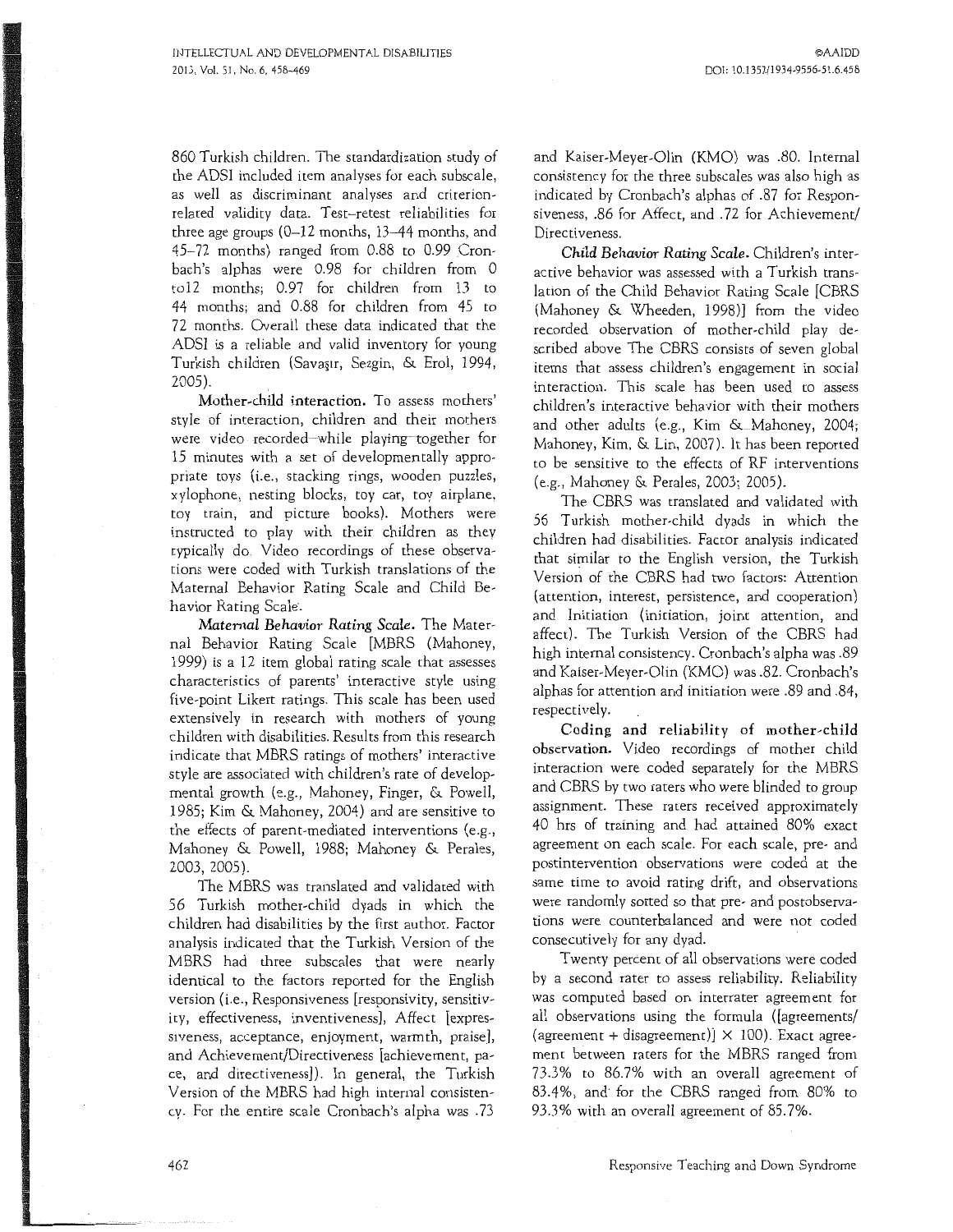860 Turkish children. The standardization study of the ADSI included item analyses for each subscale, as well as discriminant analyses and criterion-related validity data. Test–retest reliabilities for three age groups (0–12 months, 13–44 months, and 45–72 months) ranged from 0.88 to 0.99 Cronbach's alphas were 0.98 for children from 0 to12 months; 0.97 for children from 13 to 44 months; and 0.88 for children from 45 to 72 months. Overall these data indicated that the ADSI is a reliable and valid inventory for young Turkish children (Savaşır, Sezgin, & Erol, 1994, 2005).

**Mother-child interaction.** To assess mothers' style of interaction, children and their mothers were video recorded while playing together for 15 minutes with a set of developmentally appropriate toys (i.e., stacking rings, wooden puzzles, xylophone, nesting blocks, toy car, toy airplane, toy train, and picture books). Mothers were instructed to play with their children as they typically do. Video recordings of these observations were coded with Turkish translations of the Maternal Behavior Rating Scale and Child Behavior Rating Scale.

***Maternal Behavior Rating Scale.*** The Maternal Behavior Rating Scale [MBRS (Mahoney, 1999) is a 12 item global rating scale that assesses characteristics of parents' interactive style using five-point Likert ratings. This scale has been used extensively in research with mothers of young children with disabilities. Results from this research indicate that MBRS ratings of mothers' interactive style are associated with children's rate of developmental growth (e.g., Mahoney, Finger, & Powell, 1985; Kim & Mahoney, 2004) and are sensitive to the effects of parent-mediated interventions (e.g., Mahoney & Powell, 1988; Mahoney & Perales, 2003, 2005).

The MBRS was translated and validated with 56 Turkish mother-child dyads in which the children had disabilities by the first author. Factor analysis indicated that the Turkish Version of the MBRS had three subscales that were nearly identical to the factors reported for the English version (i.e., Responsiveness [responsivity, sensitivity, effectiveness, inventiveness], Affect [expressiveness, acceptance, enjoyment, warmth, praise], and Achievement/Directiveness [achievement, pace, and directiveness]). In general, the Turkish Version of the MBRS had high internal consistency. For the entire scale Cronbach's alpha was .73 and Kaiser-Meyer-Olin (KMO) was .80. Internal consistency for the three subscales was also high as indicated by Cronbach's alphas of .87 for Responsiveness, .86 for Affect, and .72 for Achievement/Directiveness.

***Child Behavior Rating Scale.*** Children's interactive behavior was assessed with a Turkish translation of the Child Behavior Rating Scale [CBRS (Mahoney & Wheeden, 1998)] from the video recorded observation of mother-child play described above The CBRS consists of seven global items that assess children's engagement in social interaction. This scale has been used to assess children's interactive behavior with their mothers and other adults (e.g., Kim & Mahoney, 2004; Mahoney, Kim, & Lin, 2007). It has been reported to be sensitive to the effects of RF interventions (e.g., Mahoney & Perales, 2003; 2005).

The CBRS was translated and validated with 56 Turkish mother-child dyads in which the children had disabilities. Factor analysis indicated that similar to the English version, the Turkish Version of the CBRS had two factors: Attention (attention, interest, persistence, and cooperation) and Initiation (initiation, joint attention, and affect). The Turkish Version of the CBRS had high internal consistency. Cronbach's alpha was .89 and Kaiser-Meyer-Olin (KMO) was .82. Cronbach's alphas for attention and initiation were .89 and .84, respectively.

**Coding and reliability of mother-child observation.** Video recordings of mother child interaction were coded separately for the MBRS and CBRS by two raters who were blinded to group assignment. These raters received approximately 40 hrs of training and had attained 80% exact agreement on each scale. For each scale, pre- and postintervention observations were coded at the same time to avoid rating drift, and observations were randomly sorted so that pre- and postobservations were counterbalanced and were not coded consecutively for any dyad.

Twenty percent of all observations were coded by a second rater to assess reliability. Reliability was computed based on interrater agreement for all observations using the formula ([agreements/(agreement + disagreement)] $\times$ 100). Exact agreement between raters for the MBRS ranged from 73.3% to 86.7% with an overall agreement of 83.4%, and for the CBRS ranged from 80% to 93.3% with an overall agreement of 85.7%.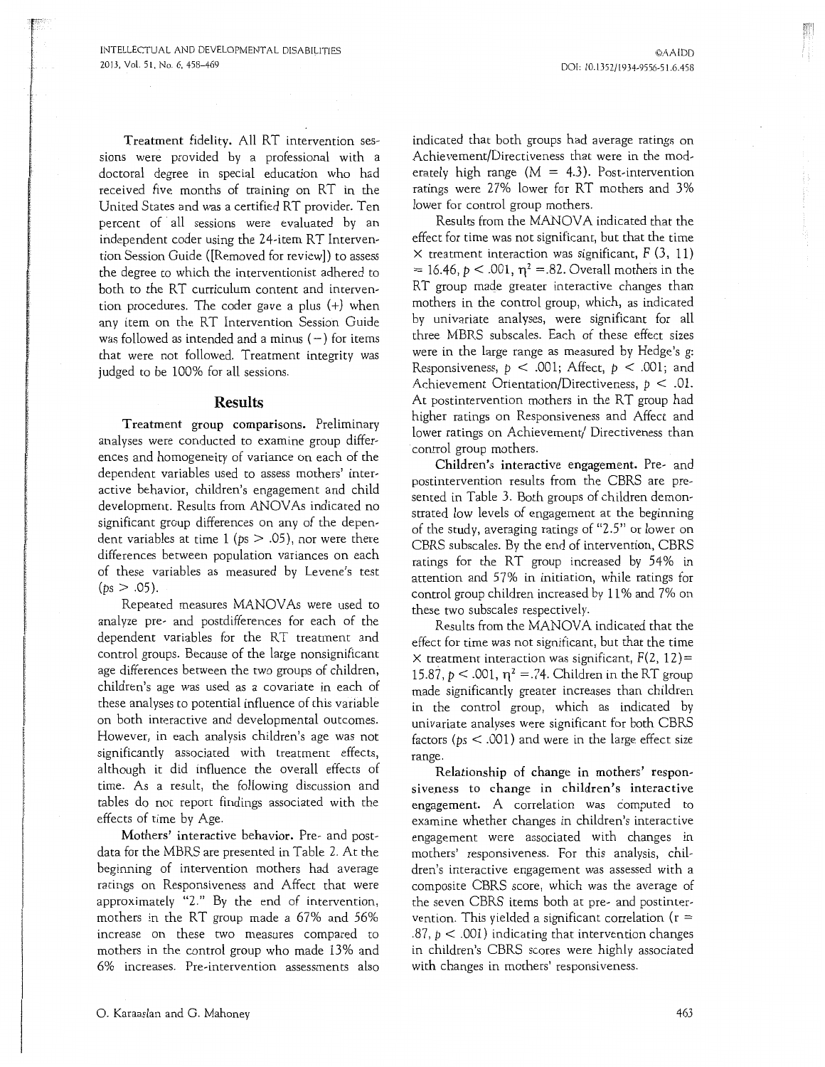**Treatment fidelity.** All RT intervention sessions were provided by a professional with a doctoral degree in special education who had received five months of training on RT in the United States and was a certified RT provider. Ten percent of all sessions were evaluated by an independent coder using the 24-item RT Intervention Session Guide ([Removed for review]) to assess the degree to which the interventionist adhered to both to the RT curriculum content and intervention procedures. The coder gave a plus (+) when any item on the RT Intervention Session Guide was followed as intended and a minus (−) for items that were not followed. Treatment integrity was judged to be 100% for all sessions.

## Results

**Treatment group comparisons.** Preliminary analyses were conducted to examine group differences and homogeneity of variance on each of the dependent variables used to assess mothers' interactive behavior, children's engagement and child development. Results from ANOVAs indicated no significant group differences on any of the dependent variables at time 1 ($ps > .05$), nor were there differences between population variances on each of these variables as measured by Levene's test ($ps > .05$).

Repeated measures MANOVAs were used to analyze pre- and postdifferences for each of the dependent variables for the RT treatment and control groups. Because of the large nonsignificant age differences between the two groups of children, children's age was used as a covariate in each of these analyses to potential influence of this variable on both interactive and developmental outcomes. However, in each analysis children's age was not significantly associated with treatment effects, although it did influence the overall effects of time. As a result, the following discussion and tables do not report findings associated with the effects of time by Age.

**Mothers' interactive behavior.** Pre- and post-data for the MBRS are presented in Table 2. At the beginning of intervention mothers had average ratings on Responsiveness and Affect that were approximately "2." By the end of intervention, mothers in the RT group made a 67% and 56% increase on these two measures compared to mothers in the control group who made 13% and 6% increases. Pre-intervention assessments also indicated that both groups had average ratings on Achievement/Directiveness that were in the moderately high range ($M = 4.3$). Post-intervention ratings were 27% lower for RT mothers and 3% lower for control group mothers.

Results from the MANOVA indicated that the effect for time was not significant, but that the time × treatment interaction was significant, $F(3, 11) = 16.46$, $p < .001$, $\eta^2 = .82$. Overall mothers in the RT group made greater interactive changes than mothers in the control group, which, as indicated by univariate analyses, were significant for all three MBRS subscales. Each of these effect sizes were in the large range as measured by Hedge's g: Responsiveness, $p < .001$; Affect, $p < .001$; and Achievement Orientation/Directiveness, $p < .01$. At postintervention mothers in the RT group had higher ratings on Responsiveness and Affect and lower ratings on Achievement/ Directiveness than control group mothers.

**Children's interactive engagement.** Pre- and postintervention results from the CBRS are presented in Table 3. Both groups of children demonstrated low levels of engagement at the beginning of the study, averaging ratings of "2.5" or lower on CBRS subscales. By the end of intervention, CBRS ratings for the RT group increased by 54% in attention and 57% in initiation, while ratings for control group children increased by 11% and 7% on these two subscales respectively.

Results from the MANOVA indicated that the effect for time was not significant, but that the time × treatment interaction was significant, $F(2, 12) = 15.87$, $p < .001$, $\eta^2 = .74$. Children in the RT group made significantly greater increases than children in the control group, which as indicated by univariate analyses were significant for both CBRS factors ($ps < .001$) and were in the large effect size range.

**Relationship of change in mothers' responsiveness to change in children's interactive engagement.** A correlation was computed to examine whether changes in children's interactive engagement were associated with changes in mothers' responsiveness. For this analysis, children's interactive engagement was assessed with a composite CBRS score, which was the average of the seven CBRS items both at pre- and postintervention. This yielded a significant correlation ($r = .87$, $p < .001$) indicating that intervention changes in children's CBRS scores were highly associated with changes in mothers' responsiveness.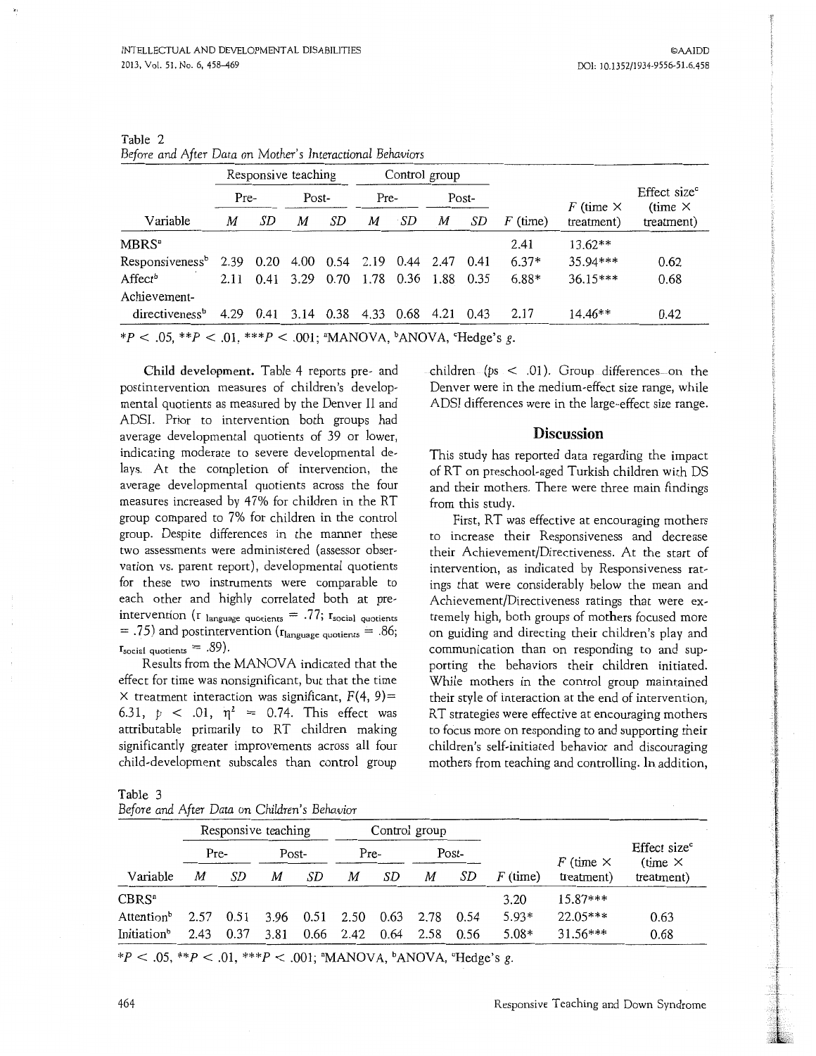Table 2
*Before and After Data on Mother's Interactional Behaviors*

| Variable | Responsive teaching | | | | Control group | | | | $F$ (time) | $F$ (time × treatment) | Effect size[c] (time × treatment) |
|---|---|---|---|---|---|---|---|---|---|---|---|
| | Pre- | | Post- | | Pre- | | Post- | | | | |
| | $M$ | $SD$ | $M$ | $SD$ | $M$ | $SD$ | $M$ | $SD$ | | | |
| MBRS[a] | | | | | | | | | 2.41 | 13.62** | |
| Responsiveness[b] | 2.39 | 0.20 | 4.00 | 0.54 | 2.19 | 0.44 | 2.47 | 0.41 | 6.37* | 35.94*** | 0.62 |
| Affect[b] | 2.11 | 0.41 | 3.29 | 0.70 | 1.78 | 0.36 | 1.88 | 0.35 | 6.88* | 36.15*** | 0.68 |
| Achievement-directiveness[b] | 4.29 | 0.41 | 3.14 | 0.38 | 4.33 | 0.68 | 4.21 | 0.43 | 2.17 | 14.46** | 0.42 |

*$P < .05$, **$P < .01$, ***$P < .001$; [a]MANOVA, [b]ANOVA, [c]Hedge's $g$.

**Child development.** Table 4 reports pre- and postintervention measures of children's developmental quotients as measured by the Denver II and ADSI. Prior to intervention both groups had average developmental quotients of 39 or lower, indicating moderate to severe developmental delays. At the completion of intervention, the average developmental quotients across the four measures increased by 47% for children in the RT group compared to 7% for children in the control group. Despite differences in the manner these two assessments were administered (assessor observation vs. parent report), developmental quotients for these two instruments were comparable to each other and highly correlated both at preintervention ($r_{\text{language quotients}} = .77$; $r_{\text{social quotients}} = .75$) and postintervention ($r_{\text{language quotients}} = .86$; $r_{\text{social quotients}} = .89$).

Results from the MANOVA indicated that the effect for time was nonsignificant, but that the time × treatment interaction was significant, $F(4, 9) = 6.31$, $p < .01$, $\eta^2 = 0.74$. This effect was attributable primarily to RT children making significantly greater improvements across all four child-development subscales than control group children ($ps < .01$). Group differences on the Denver were in the medium-effect size range, while ADSI differences were in the large-effect size range.

## Discussion

This study has reported data regarding the impact of RT on preschool-aged Turkish children with DS and their mothers. There were three main findings from this study.

First, RT was effective at encouraging mothers to increase their Responsiveness and decrease their Achievement/Directiveness. At the start of intervention, as indicated by Responsiveness ratings that were considerably below the mean and Achievement/Directiveness ratings that were extremely high, both groups of mothers focused more on guiding and directing their children's play and communication than on responding to and supporting the behaviors their children initiated. While mothers in the control group maintained their style of interaction at the end of intervention, RT strategies were effective at encouraging mothers to focus more on responding to and supporting their children's self-initiated behavior and discouraging mothers from teaching and controlling. In addition,

Table 3
*Before and After Data on Children's Behavior*

| Variable | Responsive teaching | | | | Control group | | | | $F$ (time) | $F$ (time × treatment) | Effect size[c] (time × treatment) |
|---|---|---|---|---|---|---|---|---|---|---|---|
| | Pre- | | Post- | | Pre- | | Post- | | | | |
| | $M$ | $SD$ | $M$ | $SD$ | $M$ | $SD$ | $M$ | $SD$ | | | |
| CBRS[a] | | | | | | | | | 3.20 | 15.87*** | |
| Attention[b] | 2.57 | 0.51 | 3.96 | 0.51 | 2.50 | 0.63 | 2.78 | 0.54 | 5.93* | 22.05*** | 0.63 |
| Initiation[b] | 2.43 | 0.37 | 3.81 | 0.66 | 2.42 | 0.64 | 2.58 | 0.56 | 5.08* | 31.56*** | 0.68 |

*$P < .05$, **$P < .01$, ***$P < .001$; [a]MANOVA, [b]ANOVA, [c]Hedge's $g$.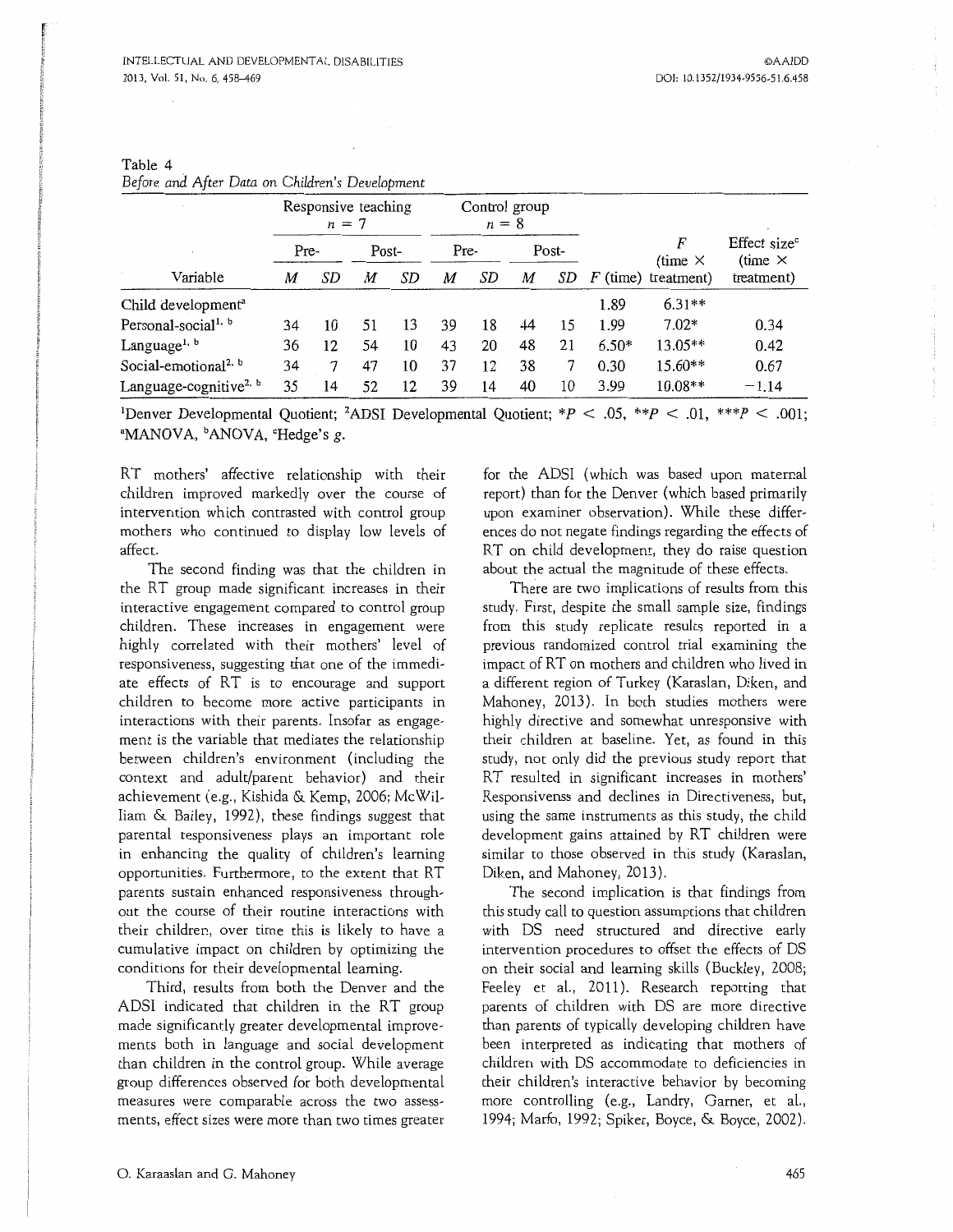Table 4
*Before and After Data on Children's Development*

| | Responsive teaching $n = 7$ | | | | Control group $n = 8$ | | | | | | |
|---|---|---|---|---|---|---|---|---|---|---|---|
| | Pre- | | Post- | | Pre- | | Post- | | | | |
| Variable | *M* | *SD* | *M* | *SD* | *M* | *SD* | *M* | *SD* | *F* (time) | *F* (time × treatment) | Effect size[c] (time × treatment) |
| Child development[a] | | | | | | | | | 1.89 | 6.31** | |
| Personal-social[1, b] | 34 | 10 | 51 | 13 | 39 | 18 | 44 | 15 | 1.99 | 7.02* | 0.34 |
| Language[1, b] | 36 | 12 | 54 | 10 | 43 | 20 | 48 | 21 | 6.50* | 13.05** | 0.42 |
| Social-emotional[2, b] | 34 | 7 | 47 | 10 | 37 | 12 | 38 | 7 | 0.30 | 15.60** | 0.67 |
| Language-cognitive[2, b] | 35 | 14 | 52 | 12 | 39 | 14 | 40 | 10 | 3.99 | 10.08** | −1.14 |

[1]Denver Developmental Quotient; [2]ADSI Developmental Quotient; $*P < .05$, $**P < .01$, $***P < .001$; [a]MANOVA, [b]ANOVA, [c]Hedge's *g*.

RT mothers' affective relationship with their children improved markedly over the course of intervention which contrasted with control group mothers who continued to display low levels of affect.

The second finding was that the children in the RT group made significant increases in their interactive engagement compared to control group children. These increases in engagement were highly correlated with their mothers' level of responsiveness, suggesting that one of the immediate effects of RT is to encourage and support children to become more active participants in interactions with their parents. Insofar as engagement is the variable that mediates the relationship between children's environment (including the context and adult/parent behavior) and their achievement (e.g., Kishida & Kemp, 2006; McWilliam & Bailey, 1992), these findings suggest that parental responsiveness plays an important role in enhancing the quality of children's learning opportunities. Furthermore, to the extent that RT parents sustain enhanced responsiveness throughout the course of their routine interactions with their children, over time this is likely to have a cumulative impact on children by optimizing the conditions for their developmental learning.

Third, results from both the Denver and the ADSI indicated that children in the RT group made significantly greater developmental improvements both in language and social development than children in the control group. While average group differences observed for both developmental measures were comparable across the two assessments, effect sizes were more than two times greater for the ADSI (which was based upon maternal report) than for the Denver (which based primarily upon examiner observation). While these differences do not negate findings regarding the effects of RT on child development, they do raise question about the actual the magnitude of these effects.

There are two implications of results from this study. First, despite the small sample size, findings from this study replicate results reported in a previous randomized control trial examining the impact of RT on mothers and children who lived in a different region of Turkey (Karaslan, Diken, and Mahoney, 2013). In both studies mothers were highly directive and somewhat unresponsive with their children at baseline. Yet, as found in this study, not only did the previous study report that RT resulted in significant increases in mothers' Responsivenss and declines in Directiveness, but, using the same instruments as this study, the child development gains attained by RT children were similar to those observed in this study (Karaslan, Diken, and Mahoney, 2013).

The second implication is that findings from this study call to question assumptions that children with DS need structured and directive early intervention procedures to offset the effects of DS on their social and learning skills (Buckley, 2008; Feeley et al., 2011). Research reporting that parents of children with DS are more directive than parents of typically developing children have been interpreted as indicating that mothers of children with DS accommodate to deficiencies in their children's interactive behavior by becoming more controlling (e.g., Landry, Garner, et al., 1994; Marfo, 1992; Spiker, Boyce, & Boyce, 2002).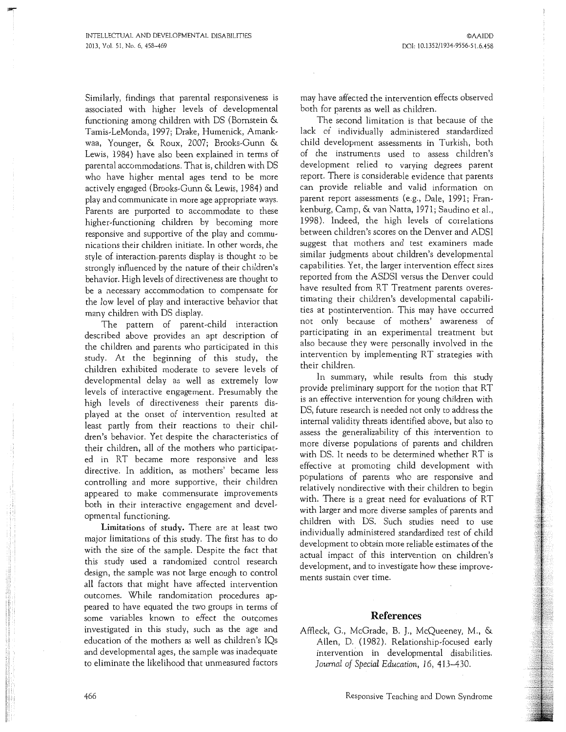Similarly, findings that parental responsiveness is associated with higher levels of developmental functioning among children with DS (Bornstein & Tamis-LeMonda, 1997; Drake, Humenick, Amankwaa, Younger, & Roux, 2007; Brooks-Gunn & Lewis, 1984) have also been explained in terms of parental accommodations. That is, children with DS who have higher mental ages tend to be more actively engaged (Brooks-Gunn & Lewis, 1984) and play and communicate in more age appropriate ways. Parents are purported to accommodate to these higher-functioning children by becoming more responsive and supportive of the play and communications their children initiate. In other words, the style of interaction parents display is thought to be strongly influenced by the nature of their children's behavior. High levels of directiveness are thought to be a necessary accommodation to compensate for the low level of play and interactive behavior that many children with DS display.

The pattern of parent-child interaction described above provides an apt description of the children and parents who participated in this study. At the beginning of this study, the children exhibited moderate to severe levels of developmental delay as well as extremely low levels of interactive engagement. Presumably the high levels of directiveness their parents displayed at the onset of intervention resulted at least partly from their reactions to their children's behavior. Yet despite the characteristics of their children, all of the mothers who participated in RT became more responsive and less directive. In addition, as mothers' became less controlling and more supportive, their children appeared to make commensurate improvements both in their interactive engagement and developmental functioning.

**Limitations of study.** There are at least two major limitations of this study. The first has to do with the size of the sample. Despite the fact that this study used a randomized control research design, the sample was not large enough to control all factors that might have affected intervention outcomes. While randomization procedures appeared to have equated the two groups in terms of some variables known to effect the outcomes investigated in this study, such as the age and education of the mothers as well as children's IQs and developmental ages, the sample was inadequate to eliminate the likelihood that unmeasured factors may have affected the intervention effects observed both for parents as well as children.

The second limitation is that because of the lack of individually administered standardized child development assessments in Turkish, both of the instruments used to assess children's development relied to varying degrees parent report. There is considerable evidence that parents can provide reliable and valid information on parent report assessments (e.g., Dale, 1991; Frankenburg, Camp, & van Natta, 1971; Saudino et al., 1998). Indeed, the high levels of correlations between children's scores on the Denver and ADSI suggest that mothers and test examiners made similar judgments about children's developmental capabilities. Yet, the larger intervention effect sizes reported from the ASDSI versus the Denver could have resulted from RT Treatment parents overestimating their children's developmental capabilities at postintervention. This may have occurred not only because of mothers' awareness of participating in an experimental treatment but also because they were personally involved in the intervention by implementing RT strategies with their children.

In summary, while results from this study provide preliminary support for the notion that RT is an effective intervention for young children with DS, future research is needed not only to address the internal validity threats identified above, but also to assess the generalizability of this intervention to more diverse populations of parents and children with DS. It needs to be determined whether RT is effective at promoting child development with populations of parents who are responsive and relatively nondirective with their children to begin with. There is a great need for evaluations of RT with larger and more diverse samples of parents and children with DS. Such studies need to use individually administered standardized test of child development to obtain more reliable estimates of the actual impact of this intervention on children's development, and to investigate how these improvements sustain over time.

## References

Affleck, G., McGrade, B. J., McQueeney, M., & Allen, D. (1982). Relationship-focused early intervention in developmental disabilities. *Journal of Special Education*, *16*, 413–430.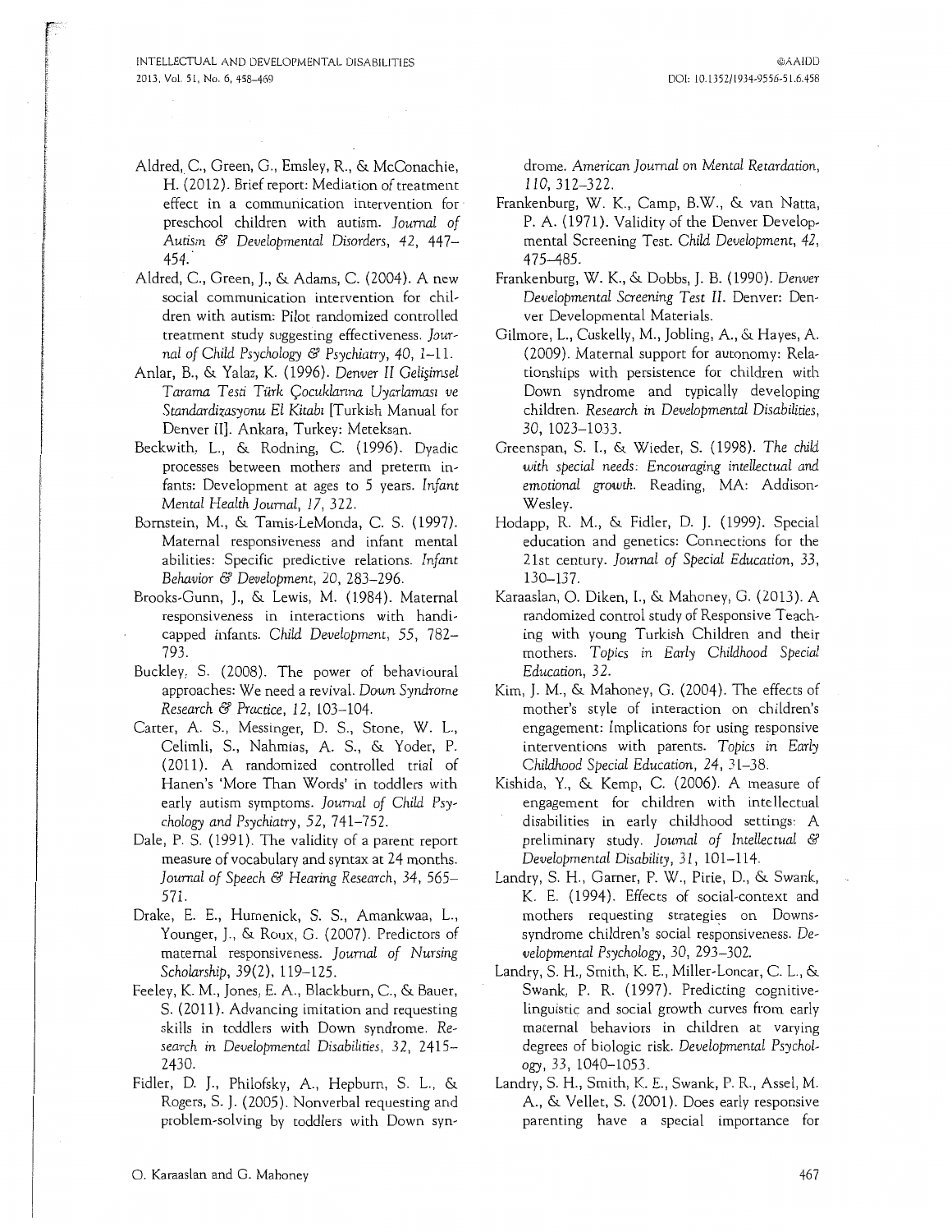Aldred, C., Green, G., Emsley, R., & McConachie, H. (2012). Brief report: Mediation of treatment effect in a communication intervention for preschool children with autism. *Journal of Autism & Developmental Disorders*, *42*, 447–454.

Aldred, C., Green, J., & Adams, C. (2004). A new social communication intervention for children with autism: Pilot randomized controlled treatment study suggesting effectiveness. *Journal of Child Psychology & Psychiatry*, *40*, 1–11.

Anlar, B., & Yalaz, K. (1996). *Denver II Gelişimsel Tarama Testi Türk Çocuklarına Uyarlaması ve Standardizasyonu El Kitabı* [Turkish Manual for Denver II]. Ankara, Turkey: Meteksan.

Beckwith, L., & Rodning, C. (1996). Dyadic processes between mothers and preterm infants: Development at ages to 5 years. *Infant Mental Health Journal*, *17*, 322.

Bornstein, M., & Tamis-LeMonda, C. S. (1997). Maternal responsiveness and infant mental abilities: Specific predictive relations. *Infant Behavior & Development*, *20*, 283–296.

Brooks-Gunn, J., & Lewis, M. (1984). Maternal responsiveness in interactions with handicapped infants. *Child Development*, *55*, 782–793.

Buckley, S. (2008). The power of behavioural approaches: We need a revival. *Down Syndrome Research & Practice*, *12*, 103–104.

Carter, A. S., Messinger, D. S., Stone, W. L., Celimli, S., Nahmias, A. S., & Yoder, P. (2011). A randomized controlled trial of Hanen's 'More Than Words' in toddlers with early autism symptoms. *Journal of Child Psychology and Psychiatry*, *52*, 741–752.

Dale, P. S. (1991). The validity of a parent report measure of vocabulary and syntax at 24 months. *Journal of Speech & Hearing Research*, *34*, 565–571.

Drake, E. E., Humenick, S. S., Amankwaa, L., Younger, J., & Roux, G. (2007). Predictors of maternal responsiveness. *Journal of Nursing Scholarship*, *39*(2), 119–125.

Feeley, K. M., Jones, E. A., Blackburn, C., & Bauer, S. (2011). Advancing imitation and requesting skills in toddlers with Down syndrome. *Research in Developmental Disabilities*, *32*, 2415–2430.

Fidler, D. J., Philofsky, A., Hepburn, S. L., & Rogers, S. J. (2005). Nonverbal requesting and problem-solving by toddlers with Down syndrome. *American Journal on Mental Retardation*, *110*, 312–322.

Frankenburg, W. K., Camp, B.W., & van Natta, P. A. (1971). Validity of the Denver Developmental Screening Test. *Child Development*, *42*, 475–485.

Frankenburg, W. K., & Dobbs, J. B. (1990). *Denver Developmental Screening Test II*. Denver: Denver Developmental Materials.

Gilmore, L., Cuskelly, M., Jobling, A., & Hayes, A. (2009). Maternal support for autonomy: Relationships with persistence for children with Down syndrome and typically developing children. *Research in Developmental Disabilities*, *30*, 1023–1033.

Greenspan, S. I., & Wieder, S. (1998). *The child with special needs: Encouraging intellectual and emotional growth*. Reading, MA: Addison-Wesley.

Hodapp, R. M., & Fidler, D. J. (1999). Special education and genetics: Connections for the 21st century. *Journal of Special Education*, *33*, 130–137.

Karaaslan, O. Diken, I., & Mahoney, G. (2013). A randomized control study of Responsive Teaching with young Turkish Children and their mothers. *Topics in Early Childhood Special Education*, *32*.

Kim, J. M., & Mahoney, G. (2004). The effects of mother's style of interaction on children's engagement: Implications for using responsive interventions with parents. *Topics in Early Childhood Special Education*, *24*, 31–38.

Kishida, Y., & Kemp, C. (2006). A measure of engagement for children with intellectual disabilities in early childhood settings: A preliminary study. *Journal of Intellectual & Developmental Disability*, *31*, 101–114.

Landry, S. H., Garner, P. W., Pirie, D., & Swank, K. E. (1994). Effects of social-context and mothers requesting strategies on Downs-syndrome children's social responsiveness. *Developmental Psychology*, *30*, 293–302.

Landry, S. H., Smith, K. E., Miller-Loncar, C. L., & Swank, P. R. (1997). Predicting cognitive-linguistic and social growth curves from early maternal behaviors in children at varying degrees of biologic risk. *Developmental Psychology*, *33*, 1040–1053.

Landry, S. H., Smith, K. E., Swank, P. R., Assel, M. A., & Vellet, S. (2001). Does early responsive parenting have a special importance for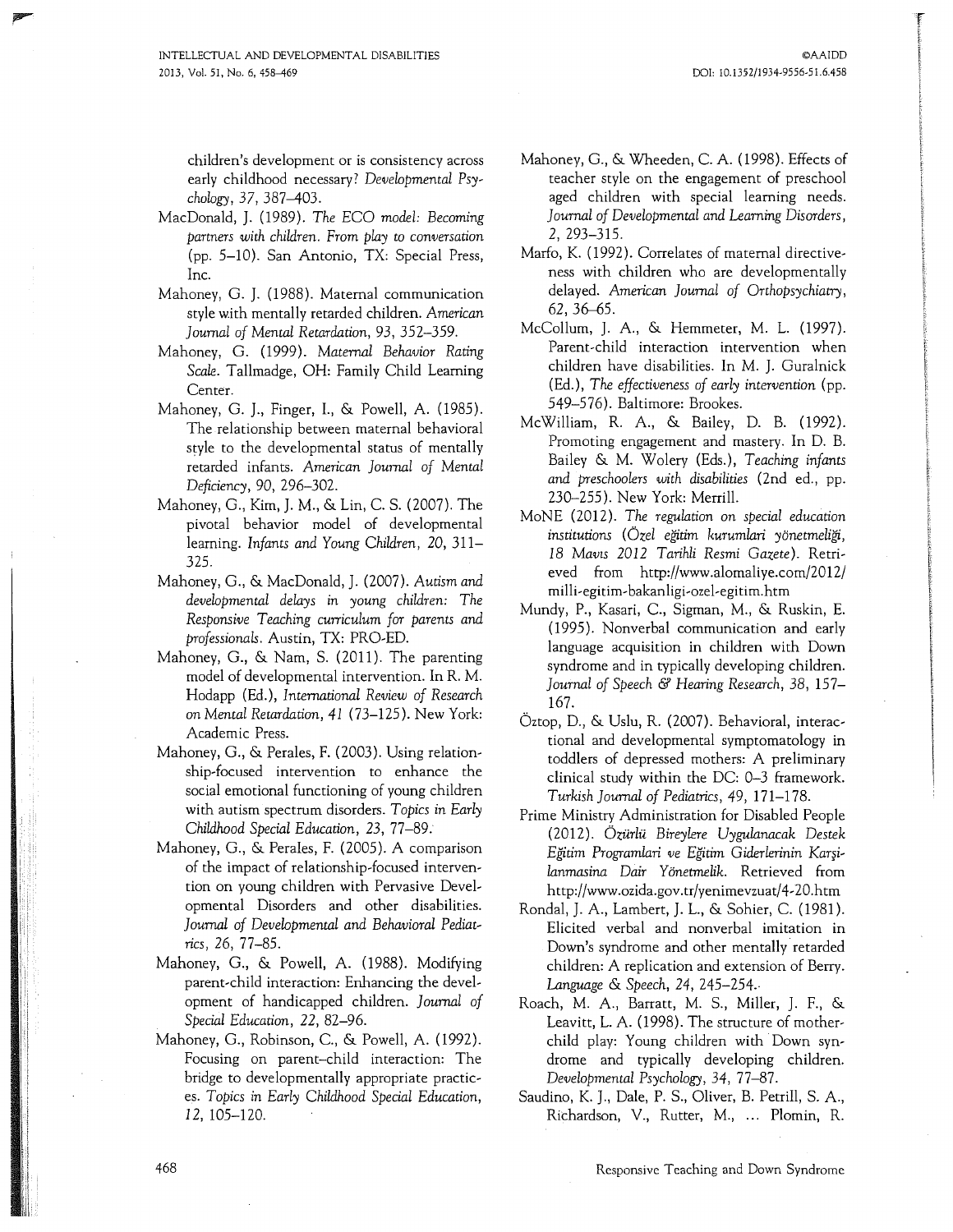children's development or is consistency across early childhood necessary? *Developmental Psychology, 37*, 387–403.

MacDonald, J. (1989). *The ECO model: Becoming partners with children. From play to conversation* (pp. 5–10). San Antonio, TX: Special Press, Inc.

Mahoney, G. J. (1988). Maternal communication style with mentally retarded children. *American Journal of Mental Retardation, 93*, 352–359.

Mahoney, G. (1999). *Maternal Behavior Rating Scale*. Tallmadge, OH: Family Child Learning Center.

Mahoney, G. J., Finger, I., & Powell, A. (1985). The relationship between maternal behavioral style to the developmental status of mentally retarded infants. *American Journal of Mental Deficiency, 90*, 296–302.

Mahoney, G., Kim, J. M., & Lin, C. S. (2007). The pivotal behavior model of developmental learning. *Infants and Young Children, 20*, 311–325.

Mahoney, G., & MacDonald, J. (2007). *Autism and developmental delays in young children: The Responsive Teaching curriculum for parents and professionals*. Austin, TX: PRO-ED.

Mahoney, G., & Nam, S. (2011). The parenting model of developmental intervention. In R. M. Hodapp (Ed.), *International Review of Research on Mental Retardation, 41* (73–125). New York: Academic Press.

Mahoney, G., & Perales, F. (2003). Using relationship-focused intervention to enhance the social emotional functioning of young children with autism spectrum disorders. *Topics in Early Childhood Special Education, 23*, 77–89.

Mahoney, G., & Perales, F. (2005). A comparison of the impact of relationship-focused intervention on young children with Pervasive Developmental Disorders and other disabilities. *Journal of Developmental and Behavioral Pediatrics, 26*, 77–85.

Mahoney, G., & Powell, A. (1988). Modifying parent-child interaction: Enhancing the development of handicapped children. *Journal of Special Education, 22*, 82–96.

Mahoney, G., Robinson, C., & Powell, A. (1992). Focusing on parent–child interaction: The bridge to developmentally appropriate practices. *Topics in Early Childhood Special Education, 12*, 105–120.

Mahoney, G., & Wheeden, C. A. (1998). Effects of teacher style on the engagement of preschool aged children with special learning needs. *Journal of Developmental and Learning Disorders, 2*, 293–315.

Marfo, K. (1992). Correlates of maternal directiveness with children who are developmentally delayed. *American Journal of Orthopsychiatry, 62*, 36–65.

McCollum, J. A., & Hemmeter, M. L. (1997). Parent-child interaction intervention when children have disabilities. In M. J. Guralnick (Ed.), *The effectiveness of early intervention* (pp. 549–576). Baltimore: Brookes.

McWilliam, R. A., & Bailey, D. B. (1992). Promoting engagement and mastery. In D. B. Bailey & M. Wolery (Eds.), *Teaching infants and preschoolers with disabilities* (2nd ed., pp. 230–255). New York: Merrill.

MoNE (2012). *The regulation on special education institutions (Özel eğitim kurumlari yönetmeliği, 18 Mayıs 2012 Tarihli Resmi Gazete)*. Retrieved from http://www.alomaliye.com/2012/milli-egitim-bakanligi-ozel-egitim.htm

Mundy, P., Kasari, C., Sigman, M., & Ruskin, E. (1995). Nonverbal communication and early language acquisition in children with Down syndrome and in typically developing children. *Journal of Speech & Hearing Research, 38*, 157–167.

Öztop, D., & Uslu, R. (2007). Behavioral, interactional and developmental symptomatology in toddlers of depressed mothers: A preliminary clinical study within the DC: 0–3 framework. *Turkish Journal of Pediatrics, 49*, 171–178.

Prime Ministry Administration for Disabled People (2012). *Özürlü Bireylere Uygulanacak Destek Eğitim Programlari ve Eğitim Giderlerinin Karşilanmasina Dair Yönetmelik*. Retrieved from http://www.ozida.gov.tr/yenimevzuat/4-20.htm

Rondal, J. A., Lambert, J. L., & Sohier, C. (1981). Elicited verbal and nonverbal imitation in Down's syndrome and other mentally retarded children: A replication and extension of Berry. *Language & Speech, 24*, 245–254.

Roach, M. A., Barratt, M. S., Miller, J. F., & Leavitt, L. A. (1998). The structure of mother-child play: Young children with Down syndrome and typically developing children. *Developmental Psychology, 34*, 77–87.

Saudino, K. J., Dale, P. S., Oliver, B. Petrill, S. A., Richardson, V., Rutter, M., ... Plomin, R.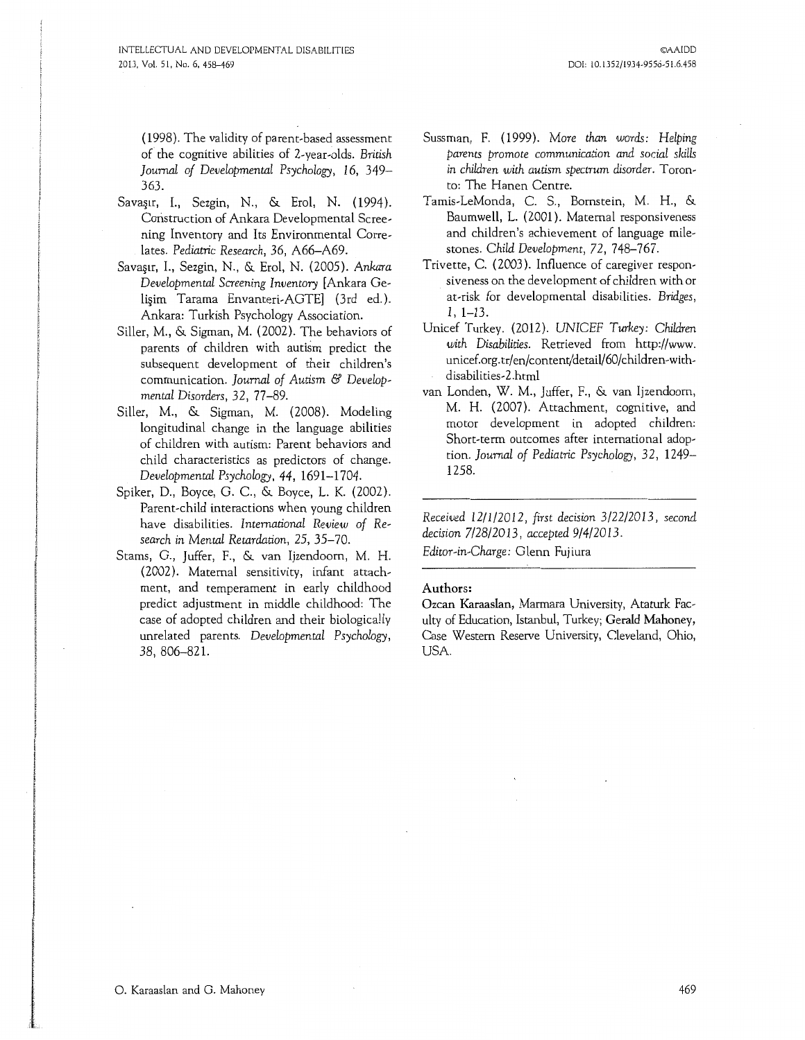(1998). The validity of parent-based assessment of the cognitive abilities of 2-year-olds. *British Journal of Developmental Psychology, 16*, 349–363.

Savaşır, I., Sezgin, N., & Erol, N. (1994). Construction of Ankara Developmental Screening Inventory and Its Environmental Correlates. *Pediatric Research, 36*, A66–A69.

Savaşır, I., Sezgin, N., & Erol, N. (2005). *Ankara Developmental Screening Inventory* [Ankara Gelişim Tarama Envanteri-AGTE] (3rd ed.). Ankara: Turkish Psychology Association.

Siller, M., & Sigman, M. (2002). The behaviors of parents of children with autism predict the subsequent development of their children's communication. *Journal of Autism & Developmental Disorders, 32*, 77–89.

Siller, M., & Sigman, M. (2008). Modeling longitudinal change in the language abilities of children with autism: Parent behaviors and child characteristics as predictors of change. *Developmental Psychology, 44*, 1691–1704.

Spiker, D., Boyce, G. C., & Boyce, L. K. (2002). Parent-child interactions when young children have disabilities. *International Review of Research in Mental Retardation, 25*, 35–70.

Stams, G., Juffer, F., & van Ijzendoorn, M. H. (2002). Maternal sensitivity, infant attachment, and temperament in early childhood predict adjustment in middle childhood: The case of adopted children and their biologically unrelated parents. *Developmental Psychology, 38*, 806–821.

Sussman, F. (1999). *More than words: Helping parents promote communication and social skills in children with autism spectrum disorder*. Toronto: The Hanen Centre.

Tamis-LeMonda, C. S., Bornstein, M. H., & Baumwell, L. (2001). Maternal responsiveness and children's achievement of language milestones. *Child Development, 72*, 748–767.

Trivette, C. (2003). Influence of caregiver responsiveness on the development of children with or at-risk for developmental disabilities. *Bridges, 1*, 1–13.

Unicef Turkey. (2012). *UNICEF Turkey: Children with Disabilities*. Retrieved from http://www.unicef.org.tr/en/content/detail/60/children-with-disabilities-2.html

van Londen, W. M., Juffer, F., & van Ijzendoorn, M. H. (2007). Attachment, cognitive, and motor development in adopted children: Short-term outcomes after international adoption. *Journal of Pediatric Psychology, 32*, 1249–1258.

---

*Received 12/1/2012, first decision 3/22/2013, second decision 7/28/2013, accepted 9/4/2013.*

*Editor-in-Charge:* Glenn Fujiura

---

**Authors:**

**Ozcan Karaaslan**, Marmara University, Ataturk Faculty of Education, Istanbul, Turkey; **Gerald Mahoney**, Case Western Reserve University, Cleveland, Ohio, USA.